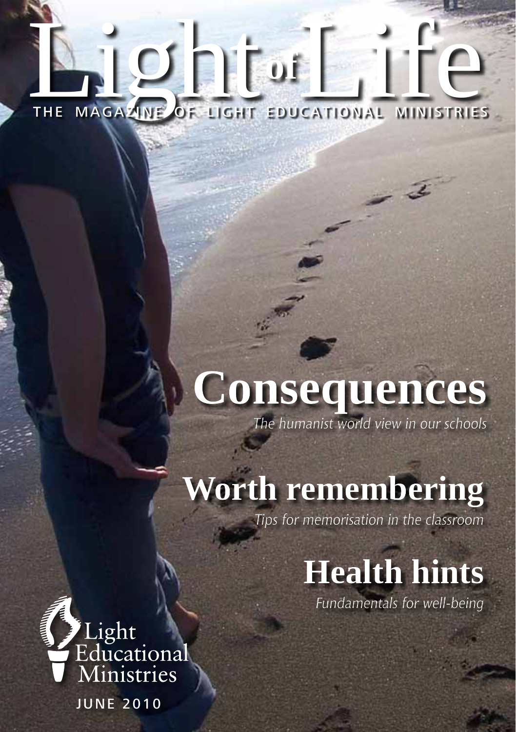# Light of Life

THE MAGAZINE OF LIGHT EDUCATIONAL MINISTRIES

## Consequences

*The humanist world view in our schools*

## Worth remembering

*Tips for memorisation in the classroom*

## Health hints

*Fundamentals for well-being*

Light Educational Ministries

JUNE 2010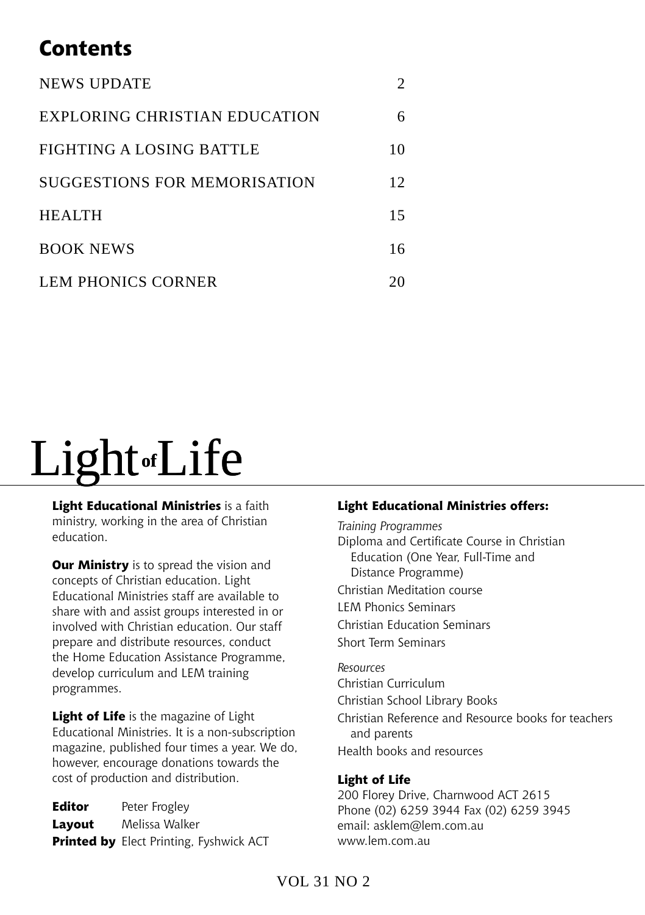## Contents

| | |
|---|---|
| NEWS UPDATE | 2 |
| EXPLORING CHRISTIAN EDUCATION | 6 |
| FIGHTING A LOSING BATTLE | 10 |
| SUGGESTIONS FOR MEMORISATION | 12 |
| HEALTH | 15 |
| BOOK NEWS | 16 |
| LEM PHONICS CORNER | 20 |

# Light of Life

**Light Educational Ministries** is a faith ministry, working in the area of Christian education.

**Our Ministry** is to spread the vision and concepts of Christian education. Light Educational Ministries staff are available to share with and assist groups interested in or involved with Christian education. Our staff prepare and distribute resources, conduct the Home Education Assistance Programme, develop curriculum and LEM training programmes.

**Light of Life** is the magazine of Light Educational Ministries. It is a non-subscription magazine, published four times a year. We do, however, encourage donations towards the cost of production and distribution.

**Editor** Peter Frogley
**Layout** Melissa Walker
**Printed by** Elect Printing, Fyshwick ACT

**Light Educational Ministries offers:**

*Training Programmes*

Diploma and Certificate Course in Christian Education (One Year, Full-Time and Distance Programme)

Christian Meditation course

LEM Phonics Seminars

Christian Education Seminars

Short Term Seminars

*Resources*

Christian Curriculum

Christian School Library Books

Christian Reference and Resource books for teachers and parents

Health books and resources

**Light of Life**
200 Florey Drive, Charnwood ACT 2615
Phone (02) 6259 3944 Fax (02) 6259 3945
email: asklem@lem.com.au
www.lem.com.au

VOL 31 NO 2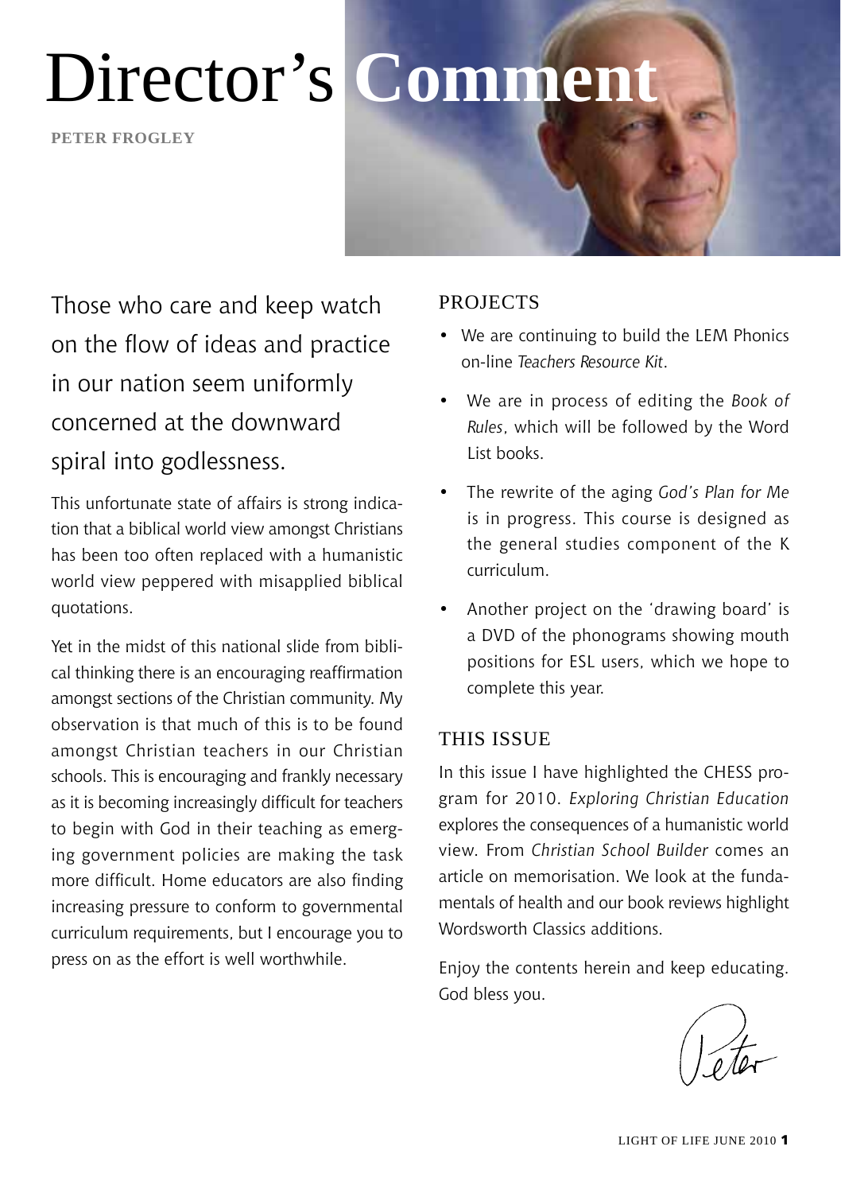# Director's Comment

**PETER FROGLEY**

Those who care and keep watch on the flow of ideas and practice in our nation seem uniformly concerned at the downward spiral into godlessness.

This unfortunate state of affairs is strong indication that a biblical world view amongst Christians has been too often replaced with a humanistic world view peppered with misapplied biblical quotations.

Yet in the midst of this national slide from biblical thinking there is an encouraging reaffirmation amongst sections of the Christian community. My observation is that much of this is to be found amongst Christian teachers in our Christian schools. This is encouraging and frankly necessary as it is becoming increasingly difficult for teachers to begin with God in their teaching as emerging government policies are making the task more difficult. Home educators are also finding increasing pressure to conform to governmental curriculum requirements, but I encourage you to press on as the effort is well worthwhile.

## PROJECTS

- We are continuing to build the LEM Phonics on-line *Teachers Resource Kit*.
- We are in process of editing the *Book of Rules*, which will be followed by the Word List books.
- The rewrite of the aging *God's Plan for Me* is in progress. This course is designed as the general studies component of the K curriculum.
- Another project on the 'drawing board' is a DVD of the phonograms showing mouth positions for ESL users, which we hope to complete this year.

## THIS ISSUE

In this issue I have highlighted the CHESS program for 2010. *Exploring Christian Education* explores the consequences of a humanistic world view. From *Christian School Builder* comes an article on memorisation. We look at the fundamentals of health and our book reviews highlight Wordsworth Classics additions.

Enjoy the contents herein and keep educating. God bless you.

Peter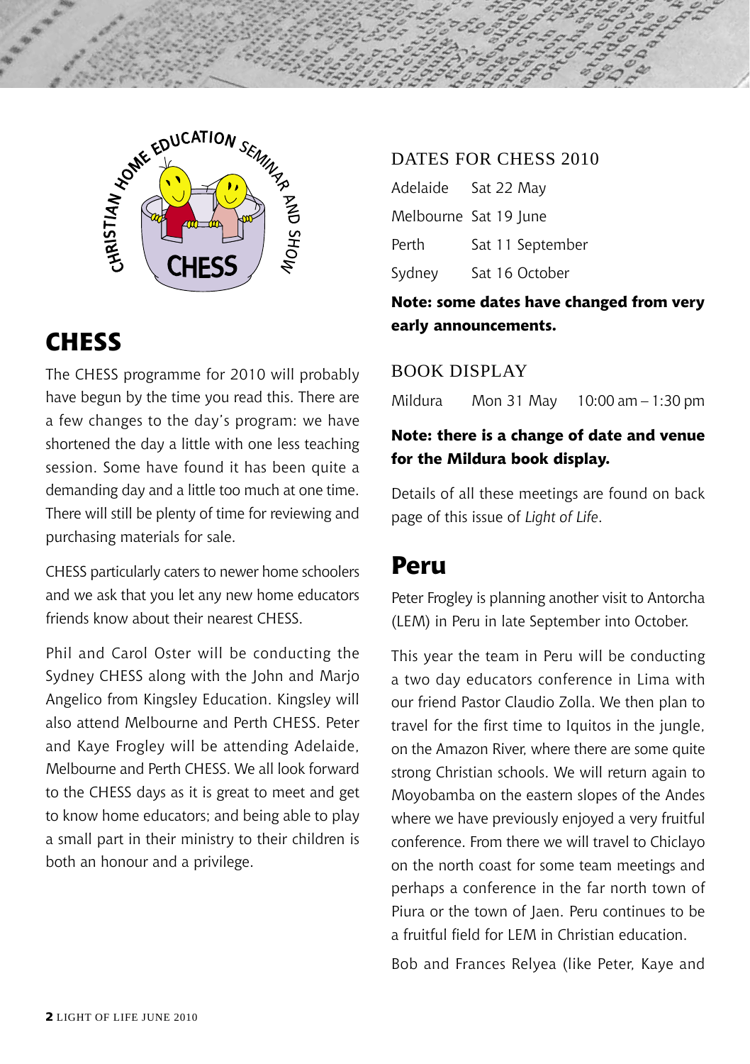# CHESS

The CHESS programme for 2010 will probably have begun by the time you read this. There are a few changes to the day's program: we have shortened the day a little with one less teaching session. Some have found it has been quite a demanding day and a little too much at one time. There will still be plenty of time for reviewing and purchasing materials for sale.

CHESS particularly caters to newer home schoolers and we ask that you let any new home educators friends know about their nearest CHESS.

Phil and Carol Oster will be conducting the Sydney CHESS along with the John and Marjo Angelico from Kingsley Education. Kingsley will also attend Melbourne and Perth CHESS. Peter and Kaye Frogley will be attending Adelaide, Melbourne and Perth CHESS. We all look forward to the CHESS days as it is great to meet and get to know home educators; and being able to play a small part in their ministry to their children is both an honour and a privilege.

### DATES FOR CHESS 2010

| | |
|---|---|
| Adelaide | Sat 22 May |
| Melbourne | Sat 19 June |
| Perth | Sat 11 September |
| Sydney | Sat 16 October |

**Note: some dates have changed from very early announcements.**

### BOOK DISPLAY

| | | |
|---|---|---|
| Mildura | Mon 31 May | 10:00 am – 1:30 pm |

**Note: there is a change of date and venue for the Mildura book display.**

Details of all these meetings are found on back page of this issue of *Light of Life*.

# Peru

Peter Frogley is planning another visit to Antorcha (LEM) in Peru in late September into October.

This year the team in Peru will be conducting a two day educators conference in Lima with our friend Pastor Claudio Zolla. We then plan to travel for the first time to Iquitos in the jungle, on the Amazon River, where there are some quite strong Christian schools. We will return again to Moyobamba on the eastern slopes of the Andes where we have previously enjoyed a very fruitful conference. From there we will travel to Chiclayo on the north coast for some team meetings and perhaps a conference in the far north town of Piura or the town of Jaen. Peru continues to be a fruitful field for LEM in Christian education.

Bob and Frances Relyea (like Peter, Kaye and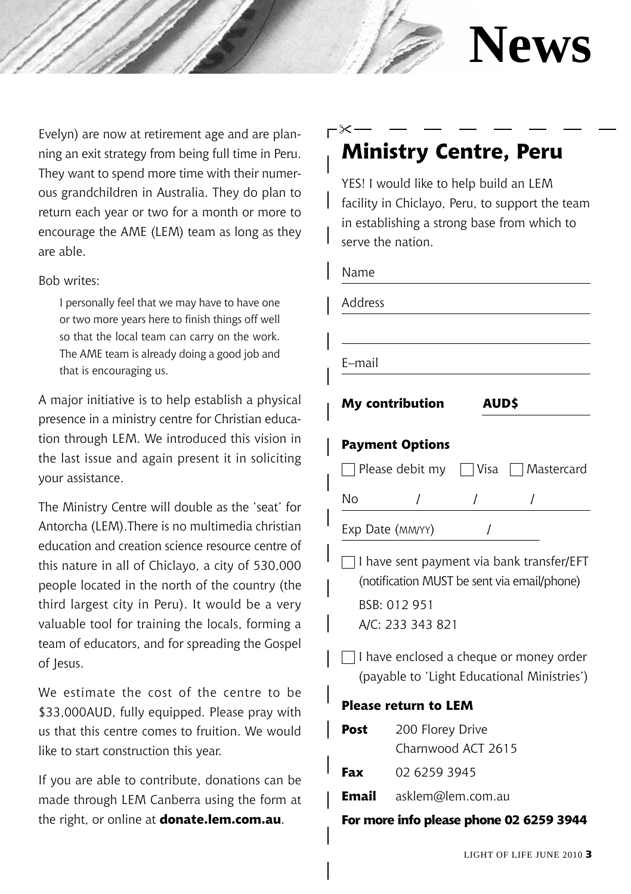Evelyn) are now at retirement age and are planning an exit strategy from being full time in Peru. They want to spend more time with their numerous grandchildren in Australia. They do plan to return each year or two for a month or more to encourage the AME (LEM) team as long as they are able.

Bob writes:

> I personally feel that we may have to have one or two more years here to finish things off well so that the local team can carry on the work. The AME team is already doing a good job and that is encouraging us.

A major initiative is to help establish a physical presence in a ministry centre for Christian education through LEM. We introduced this vision in the last issue and again present it in soliciting your assistance.

The Ministry Centre will double as the 'seat' for Antorcha (LEM).There is no multimedia christian education and creation science resource centre of this nature in all of Chiclayo, a city of 530,000 people located in the north of the country (the third largest city in Peru). It would be a very valuable tool for training the locals, forming a team of educators, and for spreading the Gospel of Jesus.

We estimate the cost of the centre to be $33,000AUD, fully equipped. Please pray with us that this centre comes to fruition. We would like to start construction this year.

If you are able to contribute, donations can be made through LEM Canberra using the form at the right, or online at **donate.lem.com.au**.

## Ministry Centre, Peru

YES! I would like to help build an LEM facility in Chiclayo, Peru, to support the team in establishing a strong base from which to serve the nation.

Name ______________________

Address ______________________

______________________

E–mail ______________________

**My contribution** **AUD$** __________

**Payment Options**

☐ Please debit my ☐ Visa ☐ Mastercard

No ____ / ____ / ____ / ____

Exp Date (MM/YY) ____ / ____

☐ I have sent payment via bank transfer/EFT (notification MUST be sent via email/phone)
BSB: 012 951
A/C: 233 343 821

☐ I have enclosed a cheque or money order (payable to 'Light Educational Ministries')

**Please return to LEM**

**Post** 200 Florey Drive
Charnwood ACT 2615

**Fax** 02 6259 3945

**Email** asklem@lem.com.au

**For more info please phone 02 6259 3944**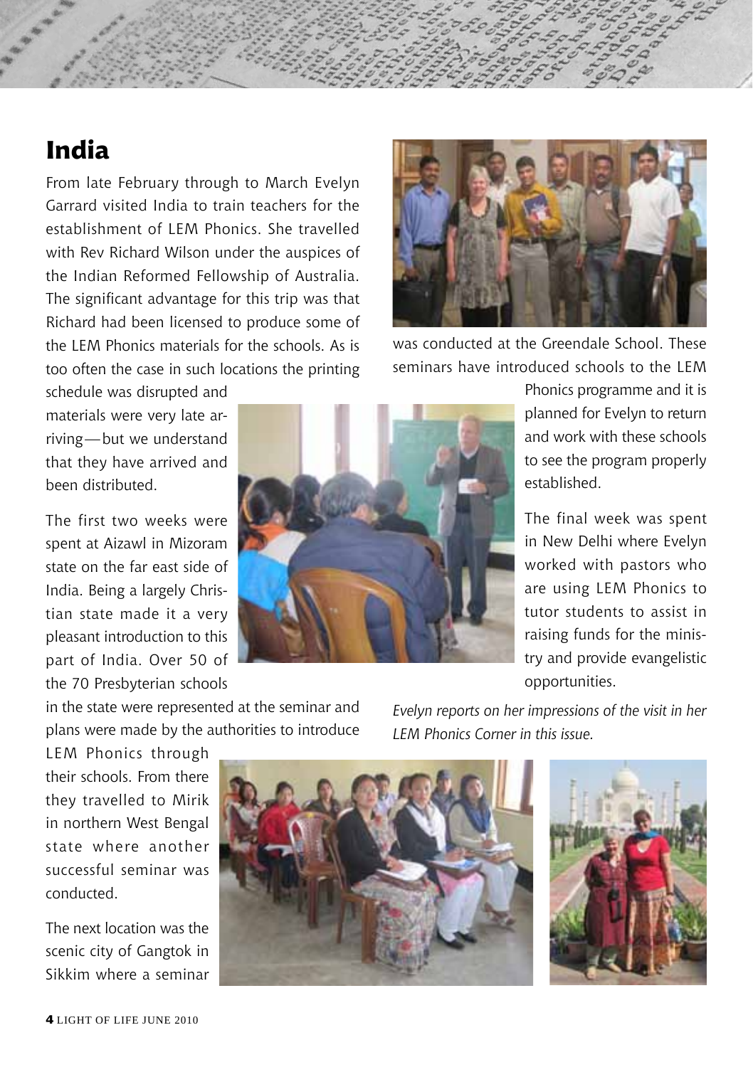# India

From late February through to March Evelyn Garrard visited India to train teachers for the establishment of LEM Phonics. She travelled with Rev Richard Wilson under the auspices of the Indian Reformed Fellowship of Australia. The significant advantage for this trip was that Richard had been licensed to produce some of the LEM Phonics materials for the schools. As is too often the case in such locations the printing schedule was disrupted and materials were very late arriving—but we understand that they have arrived and been distributed.

The first two weeks were spent at Aizawl in Mizoram state on the far east side of India. Being a largely Christian state made it a very pleasant introduction to this part of India. Over 50 of the 70 Presbyterian schools in the state were represented at the seminar and plans were made by the authorities to introduce LEM Phonics through their schools. From there they travelled to Mirik in northern West Bengal state where another successful seminar was conducted.

The next location was the scenic city of Gangtok in Sikkim where a seminar was conducted at the Greendale School. These seminars have introduced schools to the LEM Phonics programme and it is planned for Evelyn to return and work with these schools to see the program properly established.

The final week was spent in New Delhi where Evelyn worked with pastors who are using LEM Phonics to tutor students to assist in raising funds for the ministry and provide evangelistic opportunities.

*Evelyn reports on her impressions of the visit in her LEM Phonics Corner in this issue.*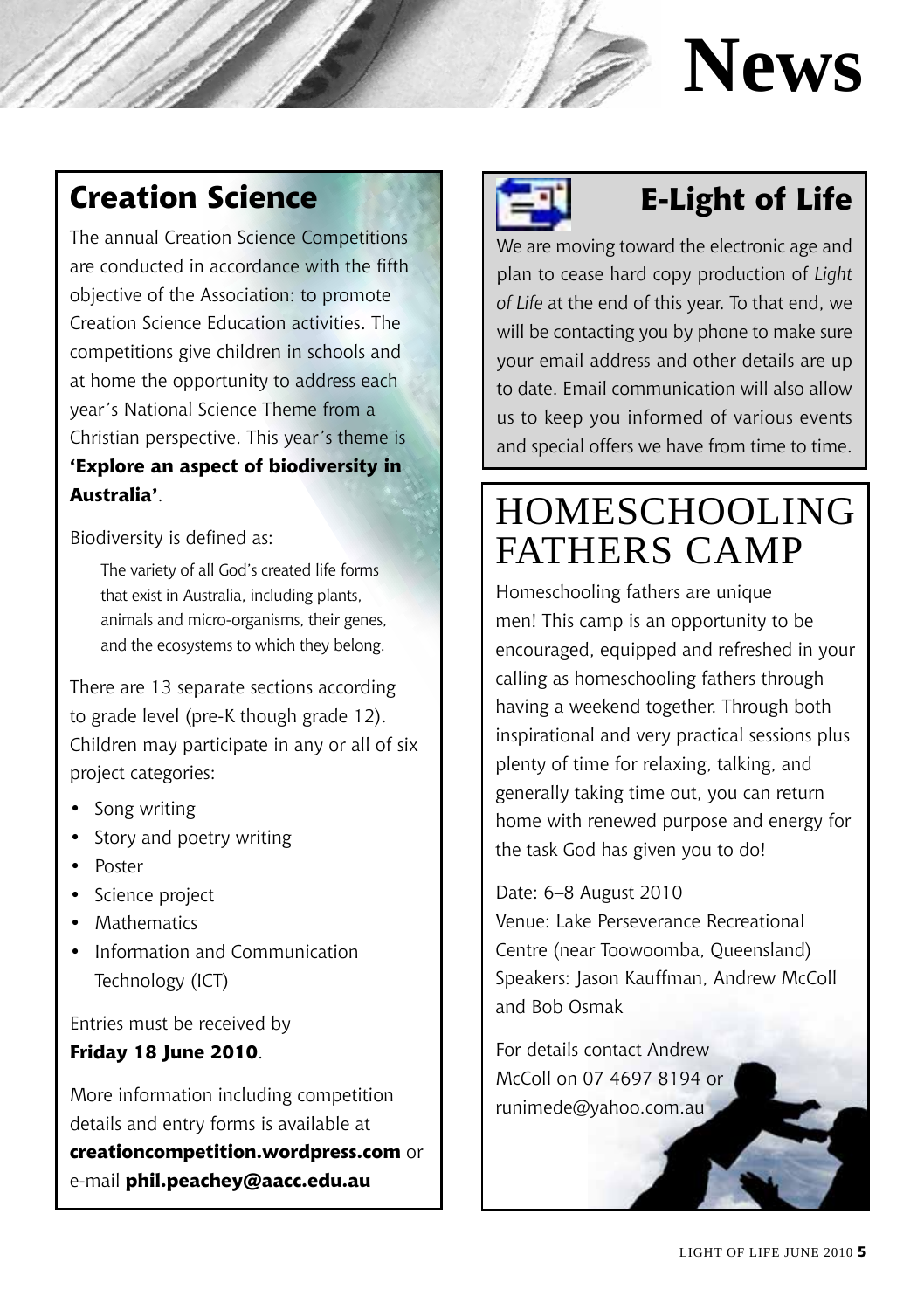# News

## Creation Science

The annual Creation Science Competitions are conducted in accordance with the fifth objective of the Association: to promote Creation Science Education activities. The competitions give children in schools and at home the opportunity to address each year's National Science Theme from a Christian perspective. This year's theme is **'Explore an aspect of biodiversity in Australia'**.

Biodiversity is defined as:

> The variety of all God's created life forms that exist in Australia, including plants, animals and micro-organisms, their genes, and the ecosystems to which they belong.

There are 13 separate sections according to grade level (pre-K though grade 12). Children may participate in any or all of six project categories:

- Song writing
- Story and poetry writing
- Poster
- Science project
- Mathematics
- Information and Communication Technology (ICT)

Entries must be received by **Friday 18 June 2010**.

More information including competition details and entry forms is available at **creationcompetition.wordpress.com** or e-mail **phil.peachey@aacc.edu.au**

## E-Light of Life

We are moving toward the electronic age and plan to cease hard copy production of *Light of Life* at the end of this year. To that end, we will be contacting you by phone to make sure your email address and other details are up to date. Email communication will also allow us to keep you informed of various events and special offers we have from time to time.

## HOMESCHOOLING FATHERS CAMP

Homeschooling fathers are unique men! This camp is an opportunity to be encouraged, equipped and refreshed in your calling as homeschooling fathers through having a weekend together. Through both inspirational and very practical sessions plus plenty of time for relaxing, talking, and generally taking time out, you can return home with renewed purpose and energy for the task God has given you to do!

Date: 6–8 August 2010
Venue: Lake Perseverance Recreational Centre (near Toowoomba, Queensland)
Speakers: Jason Kauffman, Andrew McColl and Bob Osmak

For details contact Andrew McColl on 07 4697 8194 or runimede@yahoo.com.au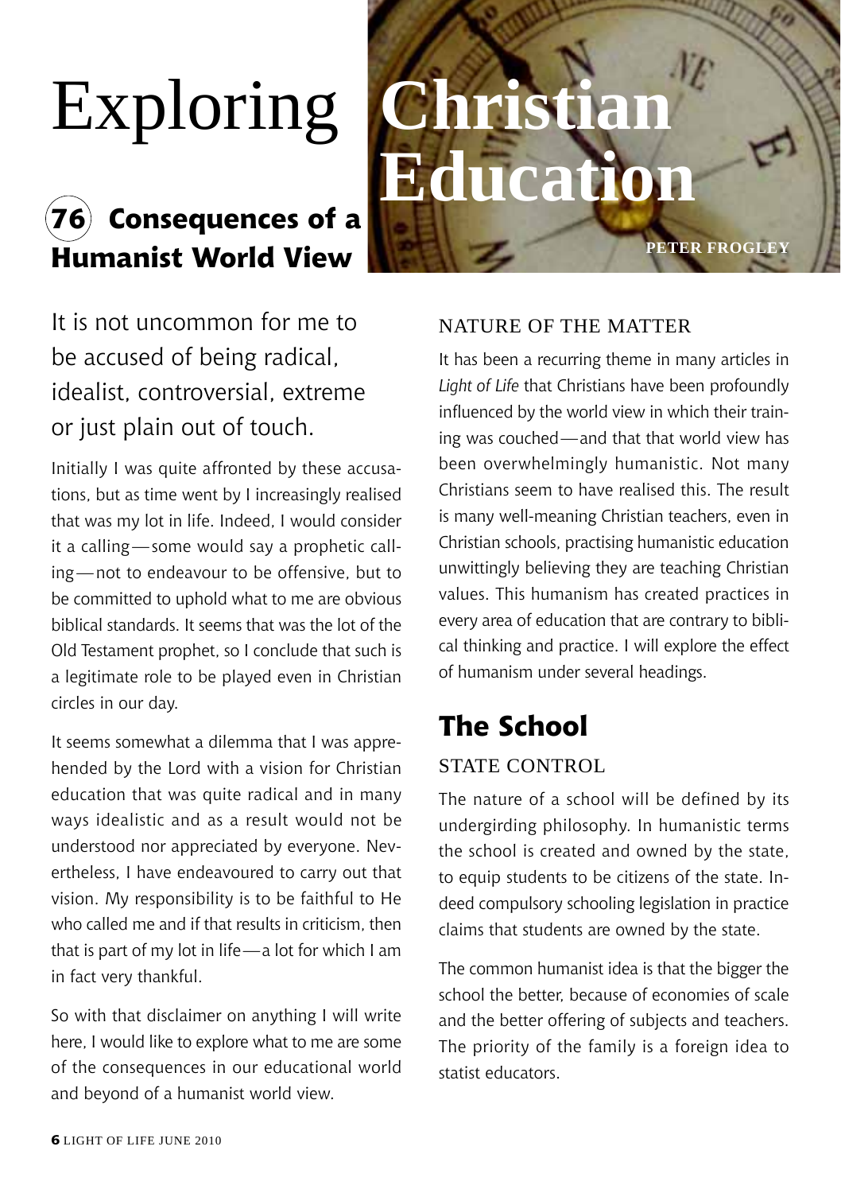# Exploring Christian Education

## 76 Consequences of a Humanist World View

PETER FROGLEY

It is not uncommon for me to be accused of being radical, idealist, controversial, extreme or just plain out of touch.

Initially I was quite affronted by these accusations, but as time went by I increasingly realised that was my lot in life. Indeed, I would consider it a calling—some would say a prophetic calling—not to endeavour to be offensive, but to be committed to uphold what to me are obvious biblical standards. It seems that was the lot of the Old Testament prophet, so I conclude that such is a legitimate role to be played even in Christian circles in our day.

It seems somewhat a dilemma that I was apprehended by the Lord with a vision for Christian education that was quite radical and in many ways idealistic and as a result would not be understood nor appreciated by everyone. Nevertheless, I have endeavoured to carry out that vision. My responsibility is to be faithful to He who called me and if that results in criticism, then that is part of my lot in life—a lot for which I am in fact very thankful.

So with that disclaimer on anything I will write here, I would like to explore what to me are some of the consequences in our educational world and beyond of a humanist world view.

### NATURE OF THE MATTER

It has been a recurring theme in many articles in *Light of Life* that Christians have been profoundly influenced by the world view in which their training was couched—and that that world view has been overwhelmingly humanistic. Not many Christians seem to have realised this. The result is many well-meaning Christian teachers, even in Christian schools, practising humanistic education unwittingly believing they are teaching Christian values. This humanism has created practices in every area of education that are contrary to biblical thinking and practice. I will explore the effect of humanism under several headings.

## The School

### STATE CONTROL

The nature of a school will be defined by its undergirding philosophy. In humanistic terms the school is created and owned by the state, to equip students to be citizens of the state. Indeed compulsory schooling legislation in practice claims that students are owned by the state.

The common humanist idea is that the bigger the school the better, because of economies of scale and the better offering of subjects and teachers. The priority of the family is a foreign idea to statist educators.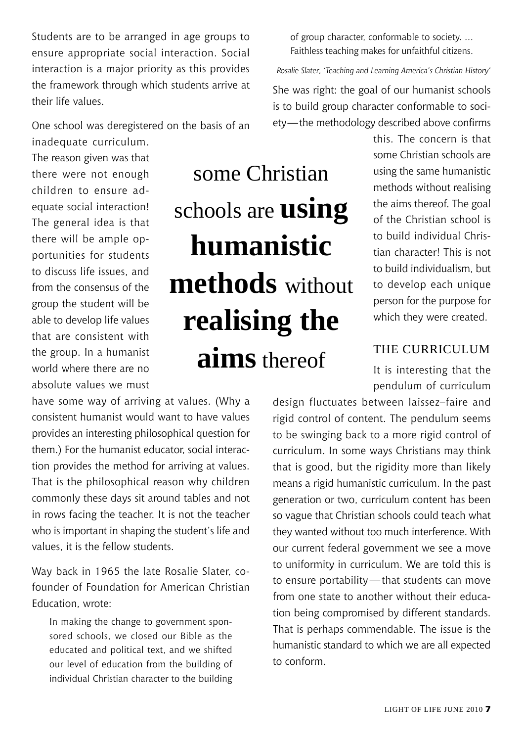Students are to be arranged in age groups to ensure appropriate social interaction. Social interaction is a major priority as this provides the framework through which students arrive at their life values.

One school was deregistered on the basis of an inadequate curriculum. The reason given was that there were not enough children to ensure adequate social interaction! The general idea is that there will be ample opportunities for students to discuss life issues, and from the consensus of the group the student will be able to develop life values that are consistent with the group. In a humanist world where there are no absolute values we must have some way of arriving at values. (Why a consistent humanist would want to have values provides an interesting philosophical question for them.) For the humanist educator, social interaction provides the method for arriving at values. That is the philosophical reason why children commonly these days sit around tables and not in rows facing the teacher. It is not the teacher who is important in shaping the student's life and values, it is the fellow students.

Way back in 1965 the late Rosalie Slater, co-founder of Foundation for American Christian Education, wrote:

> In making the change to government sponsored schools, we closed our Bible as the educated and political text, and we shifted our level of education from the building of individual Christian character to the building of group character, conformable to society. … Faithless teaching makes for unfaithful citizens.
>
> *Rosalie Slater, 'Teaching and Learning America's Christian History'*

She was right: the goal of our humanist schools is to build group character conformable to society—the methodology described above confirms this. The concern is that some Christian schools are using the same humanistic methods without realising the aims thereof. The goal of the Christian school is to build individual Christian character! This is not to build individualism, but to develop each unique person for the purpose for which they were created.

> some Christian schools are **using humanistic methods** without **realising the aims** thereof

## THE CURRICULUM

It is interesting that the pendulum of curriculum design fluctuates between laissez–faire and rigid control of content. The pendulum seems to be swinging back to a more rigid control of curriculum. In some ways Christians may think that is good, but the rigidity more than likely means a rigid humanistic curriculum. In the past generation or two, curriculum content has been so vague that Christian schools could teach what they wanted without too much interference. With our current federal government we see a move to uniformity in curriculum. We are told this is to ensure portability—that students can move from one state to another without their education being compromised by different standards. That is perhaps commendable. The issue is the humanistic standard to which we are all expected to conform.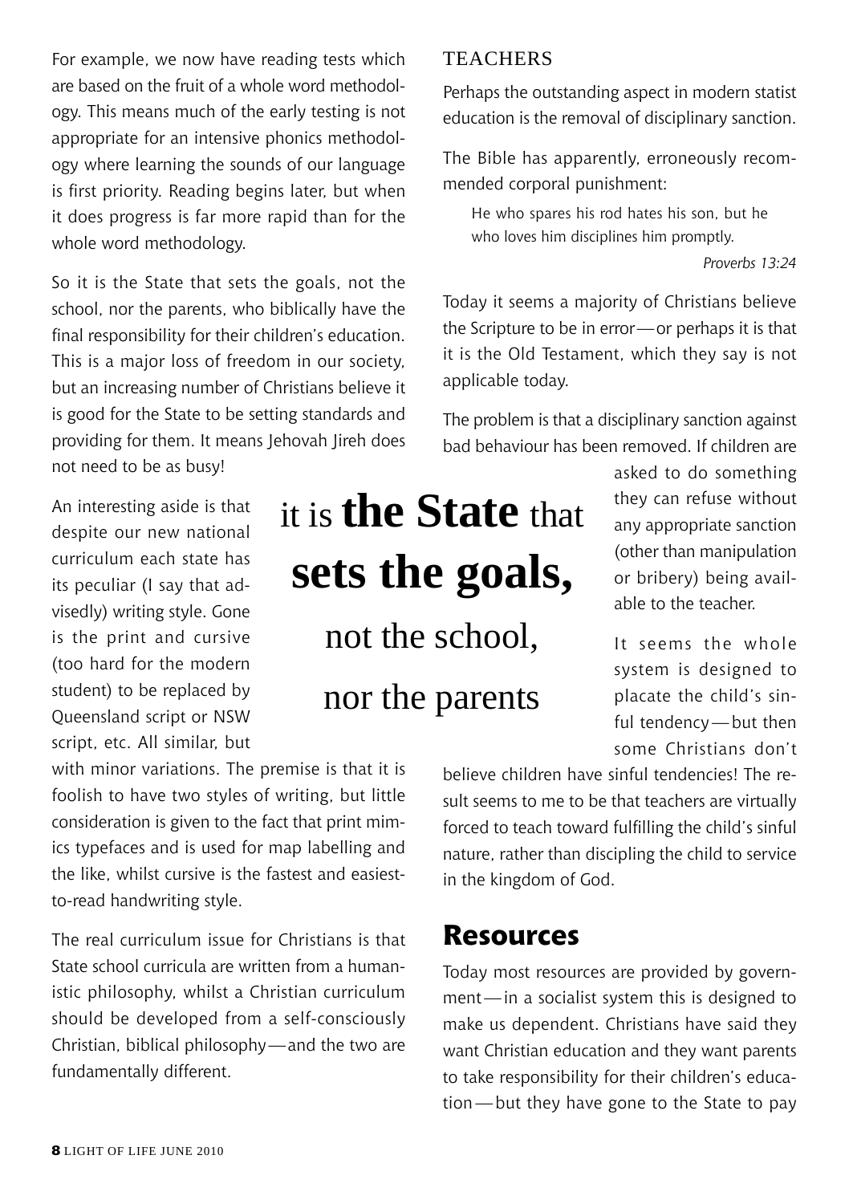For example, we now have reading tests which are based on the fruit of a whole word methodology. This means much of the early testing is not appropriate for an intensive phonics methodology where learning the sounds of our language is first priority. Reading begins later, but when it does progress is far more rapid than for the whole word methodology.

So it is the State that sets the goals, not the school, nor the parents, who biblically have the final responsibility for their children's education. This is a major loss of freedom in our society, but an increasing number of Christians believe it is good for the State to be setting standards and providing for them. It means Jehovah Jireh does not need to be as busy!

An interesting aside is that despite our new national curriculum each state has its peculiar (I say that advisedly) writing style. Gone is the print and cursive (too hard for the modern student) to be replaced by Queensland script or NSW script, etc. All similar, but with minor variations. The premise is that it is foolish to have two styles of writing, but little consideration is given to the fact that print mimics typefaces and is used for map labelling and the like, whilst cursive is the fastest and easiest-to-read handwriting style.

> it is **the State** that **sets the goals,** not the school, nor the parents

The real curriculum issue for Christians is that State school curricula are written from a humanistic philosophy, whilst a Christian curriculum should be developed from a self-consciously Christian, biblical philosophy—and the two are fundamentally different.

## TEACHERS

Perhaps the outstanding aspect in modern statist education is the removal of disciplinary sanction.

The Bible has apparently, erroneously recommended corporal punishment:

> He who spares his rod hates his son, but he who loves him disciplines him promptly.
>
> *Proverbs 13:24*

Today it seems a majority of Christians believe the Scripture to be in error—or perhaps it is that it is the Old Testament, which they say is not applicable today.

The problem is that a disciplinary sanction against bad behaviour has been removed. If children are asked to do something they can refuse without any appropriate sanction (other than manipulation or bribery) being available to the teacher.

It seems the whole system is designed to placate the child's sinful tendency—but then some Christians don't believe children have sinful tendencies! The result seems to me to be that teachers are virtually forced to teach toward fulfilling the child's sinful nature, rather than discipling the child to service in the kingdom of God.

## Resources

Today most resources are provided by government—in a socialist system this is designed to make us dependent. Christians have said they want Christian education and they want parents to take responsibility for their children's education—but they have gone to the State to pay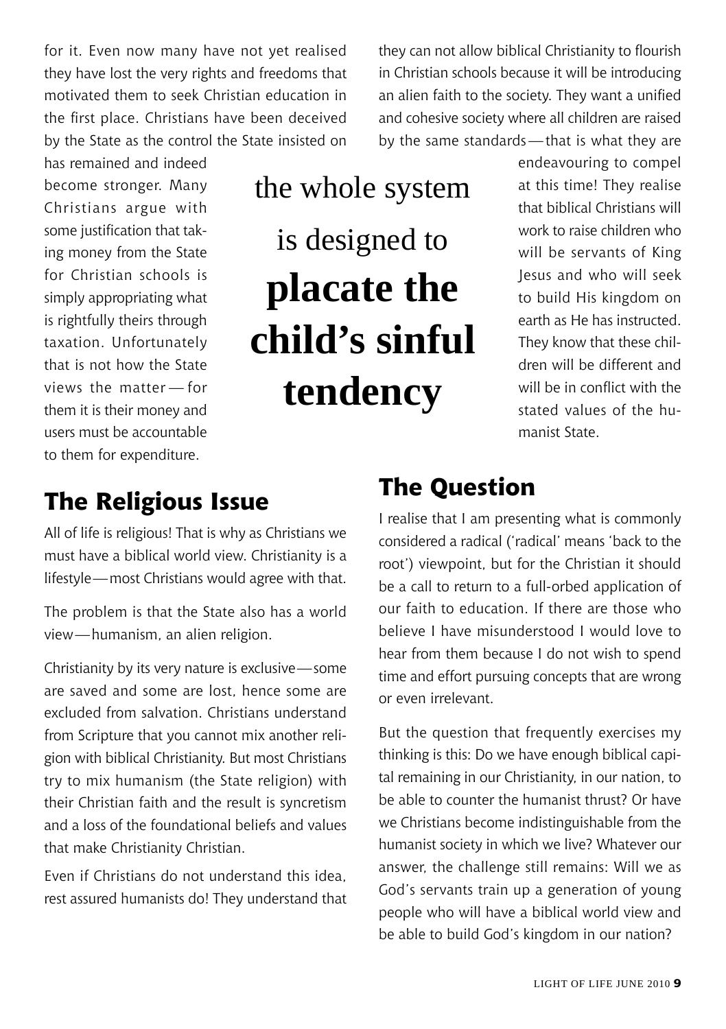for it. Even now many have not yet realised they have lost the very rights and freedoms that motivated them to seek Christian education in the first place. Christians have been deceived by the State as the control the State insisted on has remained and indeed become stronger. Many Christians argue with some justification that taking money from the State for Christian schools is simply appropriating what is rightfully theirs through taxation. Unfortunately that is not how the State views the matter — for them it is their money and users must be accountable to them for expenditure.

> the whole system is designed to **placate the child's sinful tendency**

## The Religious Issue

All of life is religious! That is why as Christians we must have a biblical world view. Christianity is a lifestyle — most Christians would agree with that.

The problem is that the State also has a world view — humanism, an alien religion.

Christianity by its very nature is exclusive — some are saved and some are lost, hence some are excluded from salvation. Christians understand from Scripture that you cannot mix another religion with biblical Christianity. But most Christians try to mix humanism (the State religion) with their Christian faith and the result is syncretism and a loss of the foundational beliefs and values that make Christianity Christian.

Even if Christians do not understand this idea, rest assured humanists do! They understand that they can not allow biblical Christianity to flourish in Christian schools because it will be introducing an alien faith to the society. They want a unified and cohesive society where all children are raised by the same standards — that is what they are endeavouring to compel at this time! They realise that biblical Christians will work to raise children who will be servants of King Jesus and who will seek to build His kingdom on earth as He has instructed. They know that these children will be different and will be in conflict with the stated values of the humanist State.

## The Question

I realise that I am presenting what is commonly considered a radical ('radical' means 'back to the root') viewpoint, but for the Christian it should be a call to return to a full-orbed application of our faith to education. If there are those who believe I have misunderstood I would love to hear from them because I do not wish to spend time and effort pursuing concepts that are wrong or even irrelevant.

But the question that frequently exercises my thinking is this: Do we have enough biblical capital remaining in our Christianity, in our nation, to be able to counter the humanist thrust? Or have we Christians become indistinguishable from the humanist society in which we live? Whatever our answer, the challenge still remains: Will we as God's servants train up a generation of young people who will have a biblical world view and be able to build God's kingdom in our nation?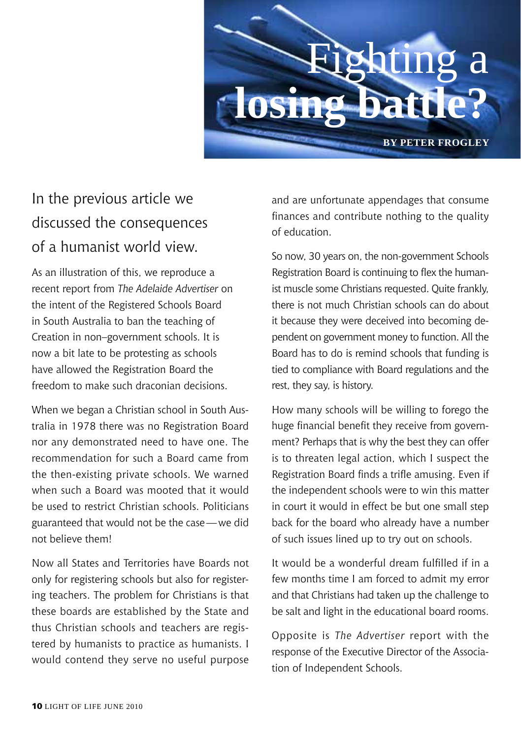# Fighting a losing battle?

**BY PETER FROGLEY**

In the previous article we discussed the consequences of a humanist world view.

As an illustration of this, we reproduce a recent report from *The Adelaide Advertiser* on the intent of the Registered Schools Board in South Australia to ban the teaching of Creation in non–government schools. It is now a bit late to be protesting as schools have allowed the Registration Board the freedom to make such draconian decisions.

When we began a Christian school in South Australia in 1978 there was no Registration Board nor any demonstrated need to have one. The recommendation for such a Board came from the then-existing private schools. We warned when such a Board was mooted that it would be used to restrict Christian schools. Politicians guaranteed that would not be the case — we did not believe them!

Now all States and Territories have Boards not only for registering schools but also for registering teachers. The problem for Christians is that these boards are established by the State and thus Christian schools and teachers are registered by humanists to practice as humanists. I would contend they serve no useful purpose and are unfortunate appendages that consume finances and contribute nothing to the quality of education.

So now, 30 years on, the non-government Schools Registration Board is continuing to flex the humanist muscle some Christians requested. Quite frankly, there is not much Christian schools can do about it because they were deceived into becoming dependent on government money to function. All the Board has to do is remind schools that funding is tied to compliance with Board regulations and the rest, they say, is history.

How many schools will be willing to forego the huge financial benefit they receive from government? Perhaps that is why the best they can offer is to threaten legal action, which I suspect the Registration Board finds a trifle amusing. Even if the independent schools were to win this matter in court it would in effect be but one small step back for the board who already have a number of such issues lined up to try out on schools.

It would be a wonderful dream fulfilled if in a few months time I am forced to admit my error and that Christians had taken up the challenge to be salt and light in the educational board rooms.

Opposite is *The Advertiser* report with the response of the Executive Director of the Association of Independent Schools.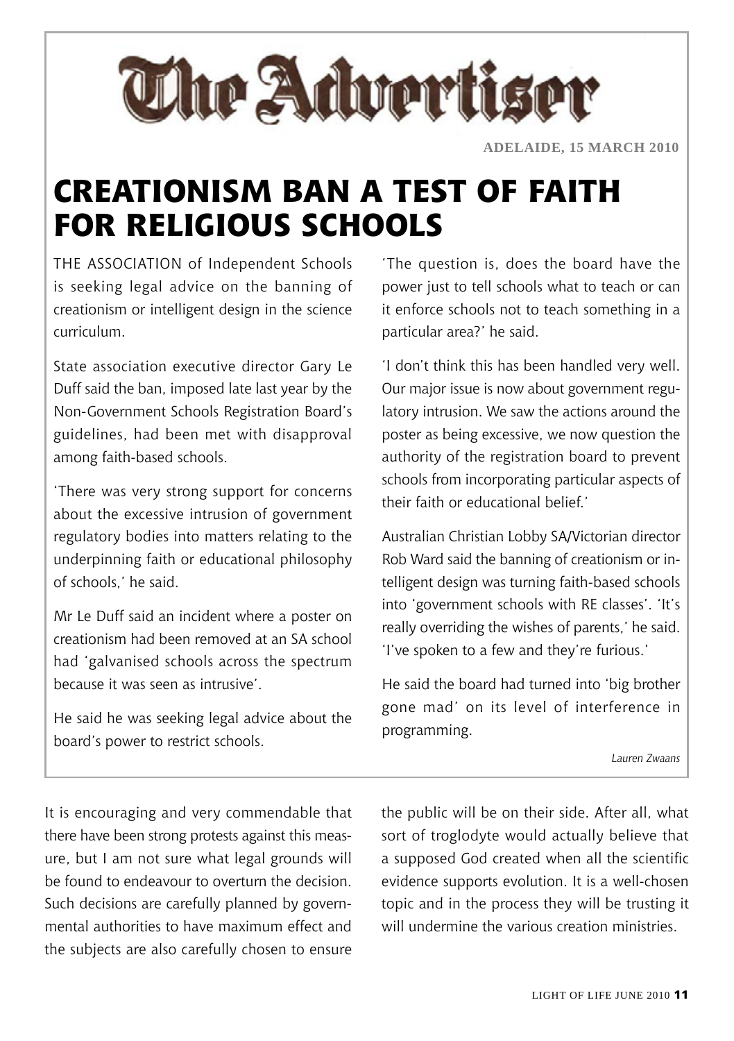The Advertiser

**ADELAIDE, 15 MARCH 2010**

# CREATIONISM BAN A TEST OF FAITH FOR RELIGIOUS SCHOOLS

THE ASSOCIATION of Independent Schools is seeking legal advice on the banning of creationism or intelligent design in the science curriculum.

State association executive director Gary Le Duff said the ban, imposed late last year by the Non-Government Schools Registration Board's guidelines, had been met with disapproval among faith-based schools.

'There was very strong support for concerns about the excessive intrusion of government regulatory bodies into matters relating to the underpinning faith or educational philosophy of schools,' he said.

Mr Le Duff said an incident where a poster on creationism had been removed at an SA school had 'galvanised schools across the spectrum because it was seen as intrusive'.

He said he was seeking legal advice about the board's power to restrict schools.

'The question is, does the board have the power just to tell schools what to teach or can it enforce schools not to teach something in a particular area?' he said.

'I don't think this has been handled very well. Our major issue is now about government regulatory intrusion. We saw the actions around the poster as being excessive, we now question the authority of the registration board to prevent schools from incorporating particular aspects of their faith or educational belief.'

Australian Christian Lobby SA/Victorian director Rob Ward said the banning of creationism or intelligent design was turning faith-based schools into 'government schools with RE classes'. 'It's really overriding the wishes of parents,' he said. 'I've spoken to a few and they're furious.'

He said the board had turned into 'big brother gone mad' on its level of interference in programming.

*Lauren Zwaans*

It is encouraging and very commendable that there have been strong protests against this measure, but I am not sure what legal grounds will be found to endeavour to overturn the decision. Such decisions are carefully planned by governmental authorities to have maximum effect and the subjects are also carefully chosen to ensure the public will be on their side. After all, what sort of troglodyte would actually believe that a supposed God created when all the scientific evidence supports evolution. It is a well-chosen topic and in the process they will be trusting it will undermine the various creation ministries.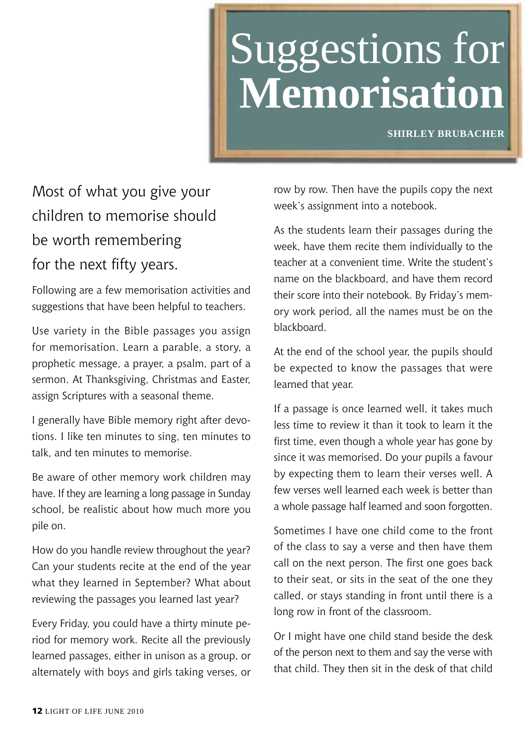# Suggestions for **Memorisation**

**SHIRLEY BRUBACHER**

Most of what you give your children to memorise should be worth remembering for the next fifty years.

Following are a few memorisation activities and suggestions that have been helpful to teachers.

Use variety in the Bible passages you assign for memorisation. Learn a parable, a story, a prophetic message, a prayer, a psalm, part of a sermon. At Thanksgiving, Christmas and Easter, assign Scriptures with a seasonal theme.

I generally have Bible memory right after devotions. I like ten minutes to sing, ten minutes to talk, and ten minutes to memorise.

Be aware of other memory work children may have. If they are learning a long passage in Sunday school, be realistic about how much more you pile on.

How do you handle review throughout the year? Can your students recite at the end of the year what they learned in September? What about reviewing the passages you learned last year?

Every Friday, you could have a thirty minute period for memory work. Recite all the previously learned passages, either in unison as a group, or alternately with boys and girls taking verses, or row by row. Then have the pupils copy the next week's assignment into a notebook.

As the students learn their passages during the week, have them recite them individually to the teacher at a convenient time. Write the student's name on the blackboard, and have them record their score into their notebook. By Friday's memory work period, all the names must be on the blackboard.

At the end of the school year, the pupils should be expected to know the passages that were learned that year.

If a passage is once learned well, it takes much less time to review it than it took to learn it the first time, even though a whole year has gone by since it was memorised. Do your pupils a favour by expecting them to learn their verses well. A few verses well learned each week is better than a whole passage half learned and soon forgotten.

Sometimes I have one child come to the front of the class to say a verse and then have them call on the next person. The first one goes back to their seat, or sits in the seat of the one they called, or stays standing in front until there is a long row in front of the classroom.

Or I might have one child stand beside the desk of the person next to them and say the verse with that child. They then sit in the desk of that child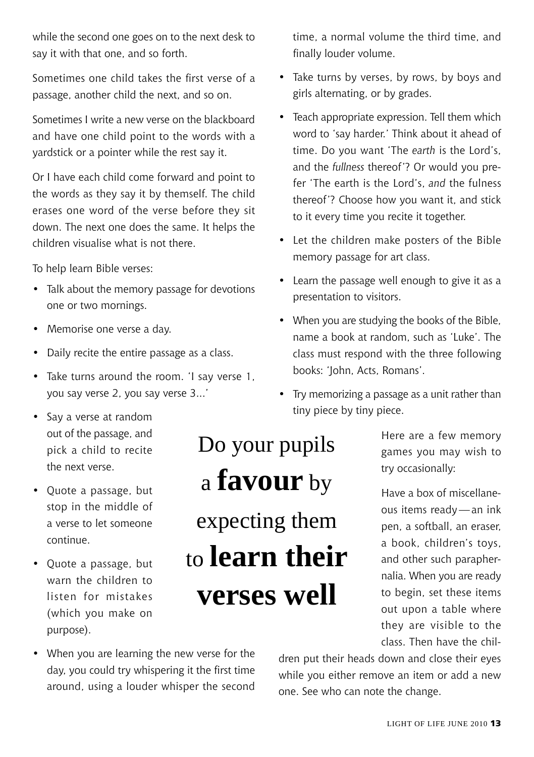while the second one goes on to the next desk to say it with that one, and so forth.

Sometimes one child takes the first verse of a passage, another child the next, and so on.

Sometimes I write a new verse on the blackboard and have one child point to the words with a yardstick or a pointer while the rest say it.

Or I have each child come forward and point to the words as they say it by themself. The child erases one word of the verse before they sit down. The next one does the same. It helps the children visualise what is not there.

To help learn Bible verses:

- Talk about the memory passage for devotions one or two mornings.
- Memorise one verse a day.
- Daily recite the entire passage as a class.
- Take turns around the room. 'I say verse 1, you say verse 2, you say verse 3...'
- Say a verse at random out of the passage, and pick a child to recite the next verse.
- Quote a passage, but stop in the middle of a verse to let someone continue.
- Quote a passage, but warn the children to listen for mistakes (which you make on purpose).
- When you are learning the new verse for the day, you could try whispering it the first time around, using a louder whisper the second time, a normal volume the third time, and finally louder volume.
- Take turns by verses, by rows, by boys and girls alternating, or by grades.
- Teach appropriate expression. Tell them which word to 'say harder.' Think about it ahead of time. Do you want 'The *earth* is the Lord's, and the *fullness* thereof'? Or would you prefer 'The earth is the Lord's, *and* the fulness thereof'? Choose how you want it, and stick to it every time you recite it together.
- Let the children make posters of the Bible memory passage for art class.
- Learn the passage well enough to give it as a presentation to visitors.
- When you are studying the books of the Bible, name a book at random, such as 'Luke'. The class must respond with the three following books: 'John, Acts, Romans'.
- Try memorizing a passage as a unit rather than tiny piece by tiny piece.

Do your pupils a **favour** by expecting them to **learn their verses well**

Here are a few memory games you may wish to try occasionally:

Have a box of miscellaneous items ready—an ink pen, a softball, an eraser, a book, children's toys, and other such paraphernalia. When you are ready to begin, set these items out upon a table where they are visible to the class. Then have the children put their heads down and close their eyes while you either remove an item or add a new one. See who can note the change.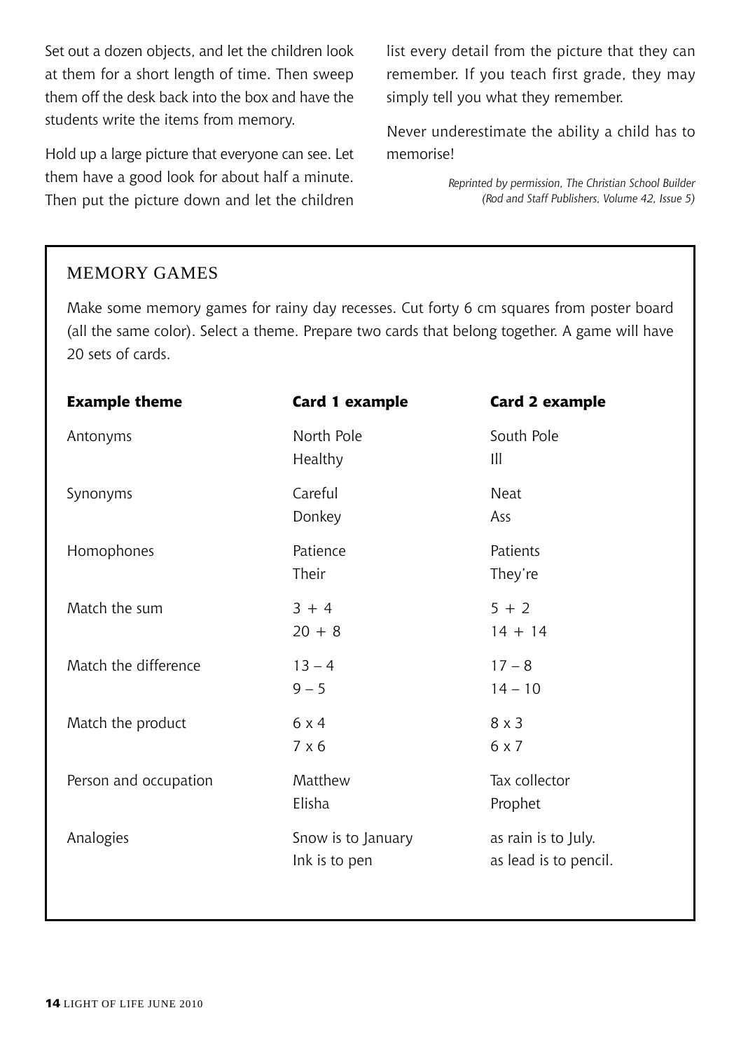Set out a dozen objects, and let the children look at them for a short length of time. Then sweep them off the desk back into the box and have the students write the items from memory.

Hold up a large picture that everyone can see. Let them have a good look for about half a minute. Then put the picture down and let the children list every detail from the picture that they can remember. If you teach first grade, they may simply tell you what they remember.

Never underestimate the ability a child has to memorise!

*Reprinted by permission, The Christian School Builder (Rod and Staff Publishers, Volume 42, Issue 5)*

## MEMORY GAMES

Make some memory games for rainy day recesses. Cut forty 6 cm squares from poster board (all the same color). Select a theme. Prepare two cards that belong together. A game will have 20 sets of cards.

| Example theme | Card 1 example | Card 2 example |
|---|---|---|
| Antonyms | North Pole | South Pole |
| | Healthy | Ill |
| Synonyms | Careful | Neat |
| | Donkey | Ass |
| Homophones | Patience | Patients |
| | Their | They're |
| Match the sum | 3 + 4 | 5 + 2 |
| | 20 + 8 | 14 + 14 |
| Match the difference | 13 – 4 | 17 – 8 |
| | 9 – 5 | 14 – 10 |
| Match the product | 6 x 4 | 8 x 3 |
| | 7 x 6 | 6 x 7 |
| Person and occupation | Matthew | Tax collector |
| | Elisha | Prophet |
| Analogies | Snow is to January | as rain is to July. |
| | Ink is to pen | as lead is to pencil. |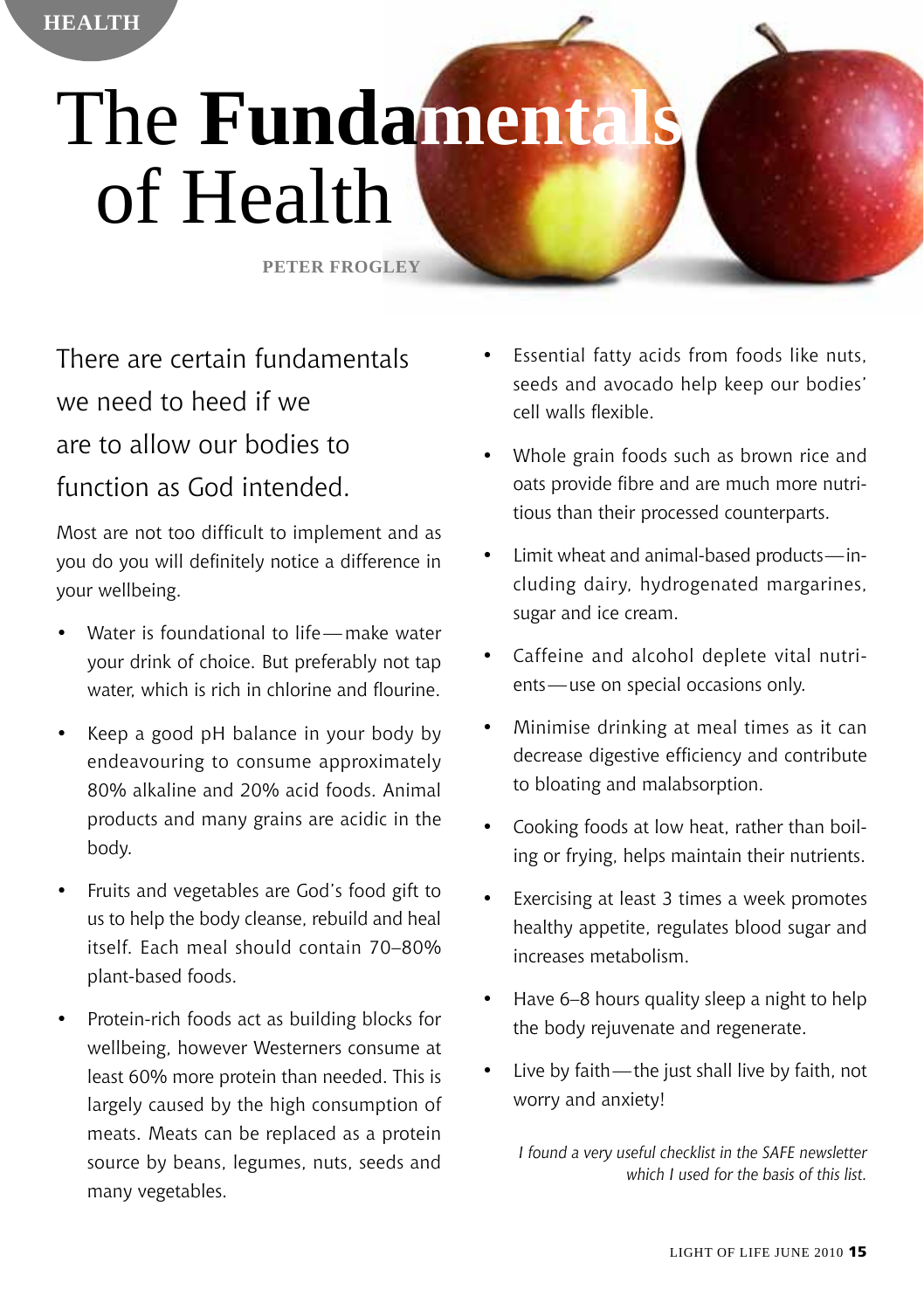# The **Fundamentals** of Health

PETER FROGLEY

There are certain fundamentals we need to heed if we are to allow our bodies to function as God intended.

Most are not too difficult to implement and as you do you will definitely notice a difference in your wellbeing.

- Water is foundational to life—make water your drink of choice. But preferably not tap water, which is rich in chlorine and flourine.
- Keep a good pH balance in your body by endeavouring to consume approximately 80% alkaline and 20% acid foods. Animal products and many grains are acidic in the body.
- Fruits and vegetables are God's food gift to us to help the body cleanse, rebuild and heal itself. Each meal should contain 70–80% plant-based foods.
- Protein-rich foods act as building blocks for wellbeing, however Westerners consume at least 60% more protein than needed. This is largely caused by the high consumption of meats. Meats can be replaced as a protein source by beans, legumes, nuts, seeds and many vegetables.
- Essential fatty acids from foods like nuts, seeds and avocado help keep our bodies' cell walls flexible.
- Whole grain foods such as brown rice and oats provide fibre and are much more nutritious than their processed counterparts.
- Limit wheat and animal-based products—including dairy, hydrogenated margarines, sugar and ice cream.
- Caffeine and alcohol deplete vital nutrients—use on special occasions only.
- Minimise drinking at meal times as it can decrease digestive efficiency and contribute to bloating and malabsorption.
- Cooking foods at low heat, rather than boiling or frying, helps maintain their nutrients.
- Exercising at least 3 times a week promotes healthy appetite, regulates blood sugar and increases metabolism.
- Have 6–8 hours quality sleep a night to help the body rejuvenate and regenerate.
- Live by faith—the just shall live by faith, not worry and anxiety!

*I found a very useful checklist in the SAFE newsletter which I used for the basis of this list.*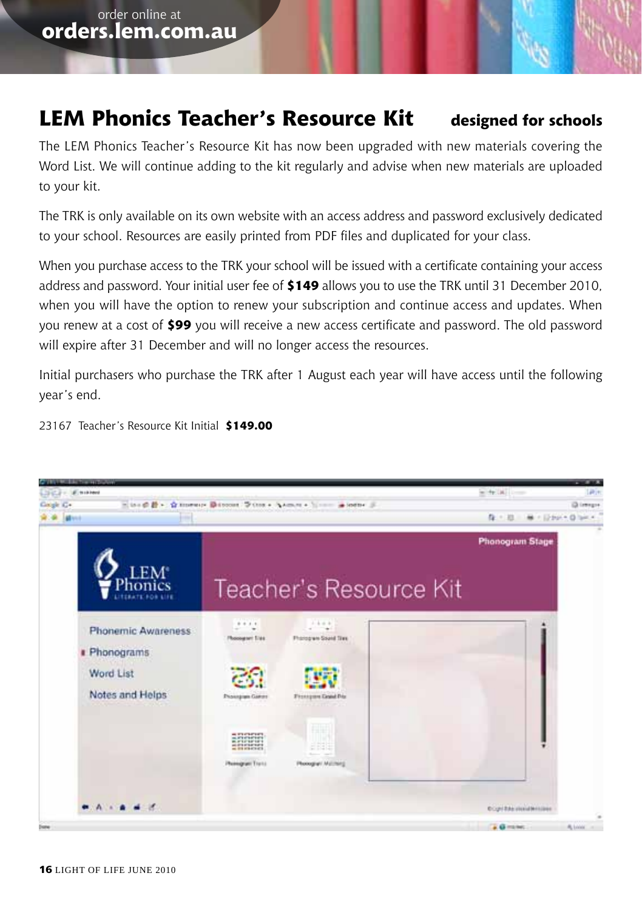order online at
**orders.lem.com.au**

## LEM Phonics Teacher's Resource Kit — designed for schools

The LEM Phonics Teacher's Resource Kit has now been upgraded with new materials covering the Word List. We will continue adding to the kit regularly and advise when new materials are uploaded to your kit.

The TRK is only available on its own website with an access address and password exclusively dedicated to your school. Resources are easily printed from PDF files and duplicated for your class.

When you purchase access to the TRK your school will be issued with a certificate containing your access address and password. Your initial user fee of **$149** allows you to use the TRK until 31 December 2010, when you will have the option to renew your subscription and continue access and updates. When you renew at a cost of **$99** you will receive a new access certificate and password. The old password will expire after 31 December and will no longer access the resources.

Initial purchasers who purchase the TRK after 1 August each year will have access until the following year's end.

23167 Teacher's Resource Kit Initial **$149.00**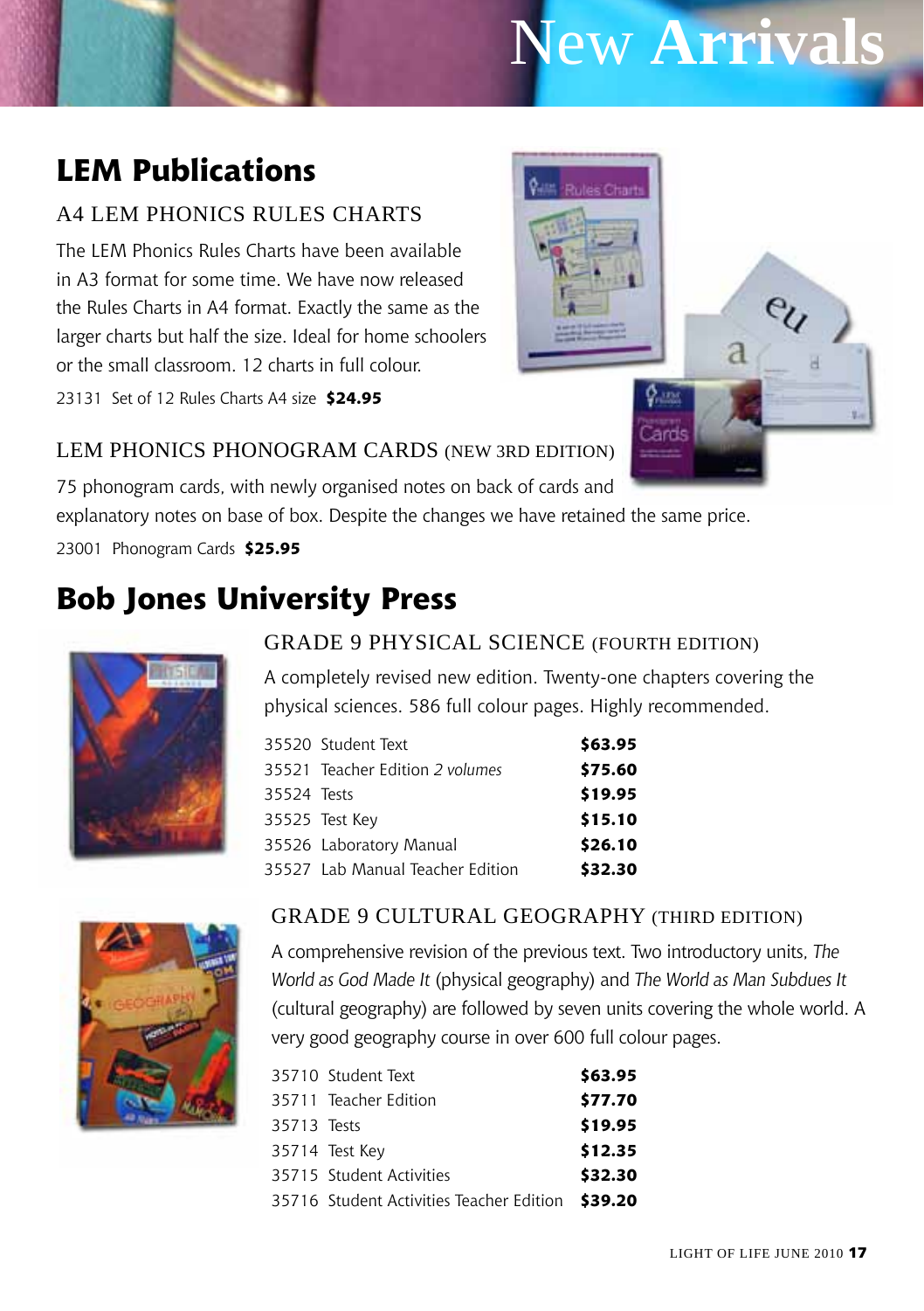# New Arrivals

## LEM Publications

### A4 LEM PHONICS RULES CHARTS

The LEM Phonics Rules Charts have been available in A3 format for some time. We have now released the Rules Charts in A4 format. Exactly the same as the larger charts but half the size. Ideal for home schoolers or the small classroom. 12 charts in full colour.

23131 Set of 12 Rules Charts A4 size **$24.95**

### LEM PHONICS PHONOGRAM CARDS (NEW 3RD EDITION)

75 phonogram cards, with newly organised notes on back of cards and explanatory notes on base of box. Despite the changes we have retained the same price.

23001 Phonogram Cards **$25.95**

## Bob Jones University Press

### GRADE 9 PHYSICAL SCIENCE (FOURTH EDITION)

A completely revised new edition. Twenty-one chapters covering the physical sciences. 586 full colour pages. Highly recommended.

| Item | Price |
|---|---|
| 35520 Student Text | **$63.95** |
| 35521 Teacher Edition *2 volumes* | **$75.60** |
| 35524 Tests | **$19.95** |
| 35525 Test Key | **$15.10** |
| 35526 Laboratory Manual | **$26.10** |
| 35527 Lab Manual Teacher Edition | **$32.30** |

### GRADE 9 CULTURAL GEOGRAPHY (THIRD EDITION)

A comprehensive revision of the previous text. Two introductory units, *The World as God Made It* (physical geography) and *The World as Man Subdues It* (cultural geography) are followed by seven units covering the whole world. A very good geography course in over 600 full colour pages.

| Item | Price |
|---|---|
| 35710 Student Text | **$63.95** |
| 35711 Teacher Edition | **$77.70** |
| 35713 Tests | **$19.95** |
| 35714 Test Key | **$12.35** |
| 35715 Student Activities | **$32.30** |
| 35716 Student Activities Teacher Edition | **$39.20** |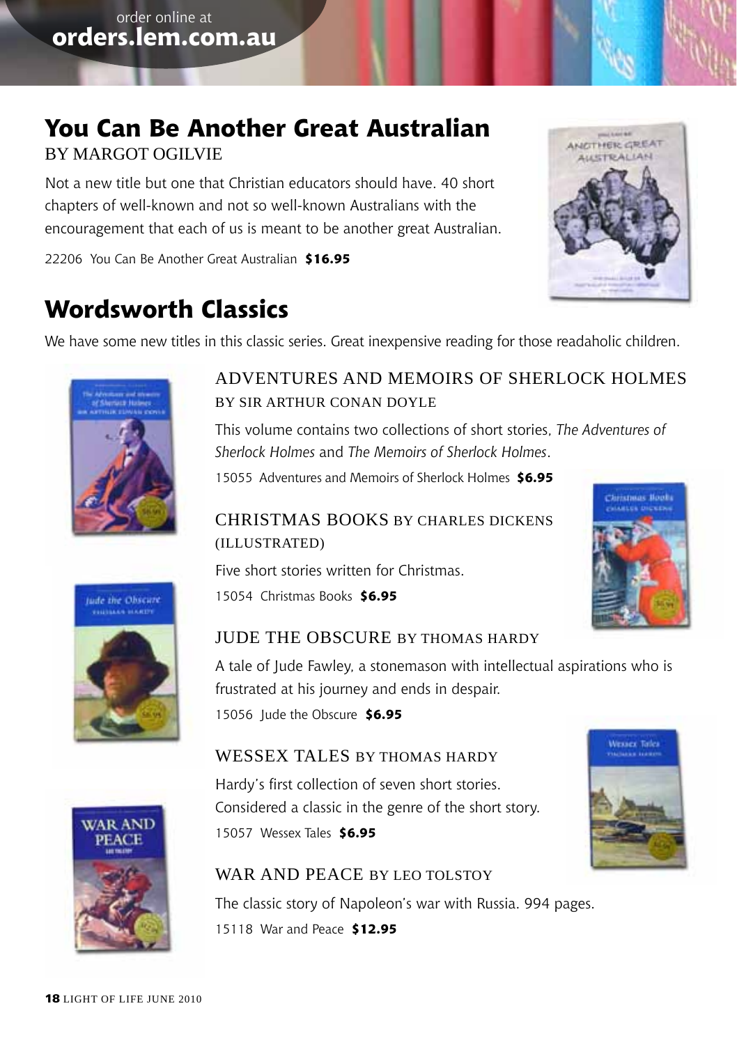order online at
**orders.lem.com.au**

## You Can Be Another Great Australian

BY MARGOT OGILVIE

Not a new title but one that Christian educators should have. 40 short chapters of well-known and not so well-known Australians with the encouragement that each of us is meant to be another great Australian.

22206 You Can Be Another Great Australian **$16.95**

## Wordsworth Classics

We have some new titles in this classic series. Great inexpensive reading for those readaholic children.

### ADVENTURES AND MEMOIRS OF SHERLOCK HOLMES

BY SIR ARTHUR CONAN DOYLE

This volume contains two collections of short stories, *The Adventures of Sherlock Holmes* and *The Memoirs of Sherlock Holmes*.

15055 Adventures and Memoirs of Sherlock Holmes **$6.95**

### CHRISTMAS BOOKS BY CHARLES DICKENS (ILLUSTRATED)

Five short stories written for Christmas.

15054 Christmas Books **$6.95**

### JUDE THE OBSCURE BY THOMAS HARDY

A tale of Jude Fawley, a stonemason with intellectual aspirations who is frustrated at his journey and ends in despair.

15056 Jude the Obscure **$6.95**

### WESSEX TALES BY THOMAS HARDY

Hardy's first collection of seven short stories. Considered a classic in the genre of the short story.

15057 Wessex Tales **$6.95**

### WAR AND PEACE BY LEO TOLSTOY

The classic story of Napoleon's war with Russia. 994 pages.

15118 War and Peace **$12.95**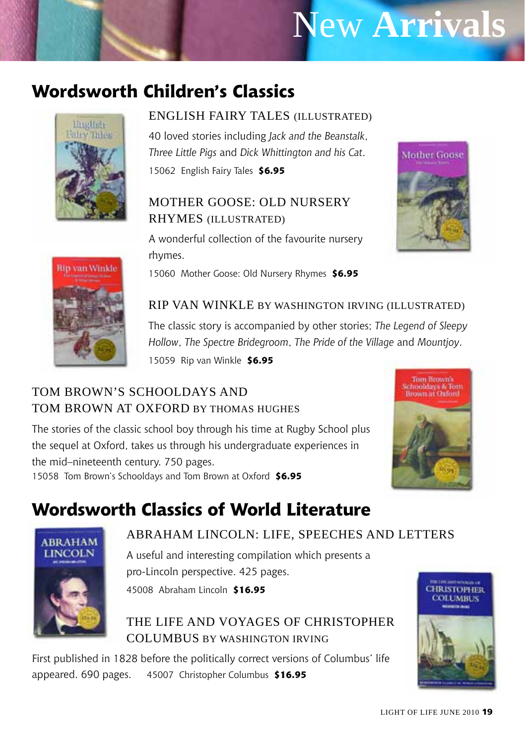# New Arrivals

## Wordsworth Children's Classics

### ENGLISH FAIRY TALES (ILLUSTRATED)

40 loved stories including *Jack and the Beanstalk*, *Three Little Pigs* and *Dick Whittington and his Cat*.

15062 English Fairy Tales **$6.95**

### MOTHER GOOSE: OLD NURSERY RHYMES (ILLUSTRATED)

A wonderful collection of the favourite nursery rhymes.

15060 Mother Goose: Old Nursery Rhymes **$6.95**

### RIP VAN WINKLE BY WASHINGTON IRVING (ILLUSTRATED)

The classic story is accompanied by other stories; *The Legend of Sleepy Hollow*, *The Spectre Bridegroom*, *The Pride of the Village* and *Mountjoy*.

15059 Rip van Winkle **$6.95**

### TOM BROWN'S SCHOOLDAYS AND TOM BROWN AT OXFORD BY THOMAS HUGHES

The stories of the classic school boy through his time at Rugby School plus the sequel at Oxford, takes us through his undergraduate experiences in the mid–nineteenth century. 750 pages.

15058 Tom Brown's Schooldays and Tom Brown at Oxford **$6.95**

## Wordsworth Classics of World Literature

### ABRAHAM LINCOLN: LIFE, SPEECHES AND LETTERS

A useful and interesting compilation which presents a pro-Lincoln perspective. 425 pages.

45008 Abraham Lincoln **$16.95**

### THE LIFE AND VOYAGES OF CHRISTOPHER COLUMBUS BY WASHINGTON IRVING

First published in 1828 before the politically correct versions of Columbus' life appeared. 690 pages.

45007 Christopher Columbus **$16.95**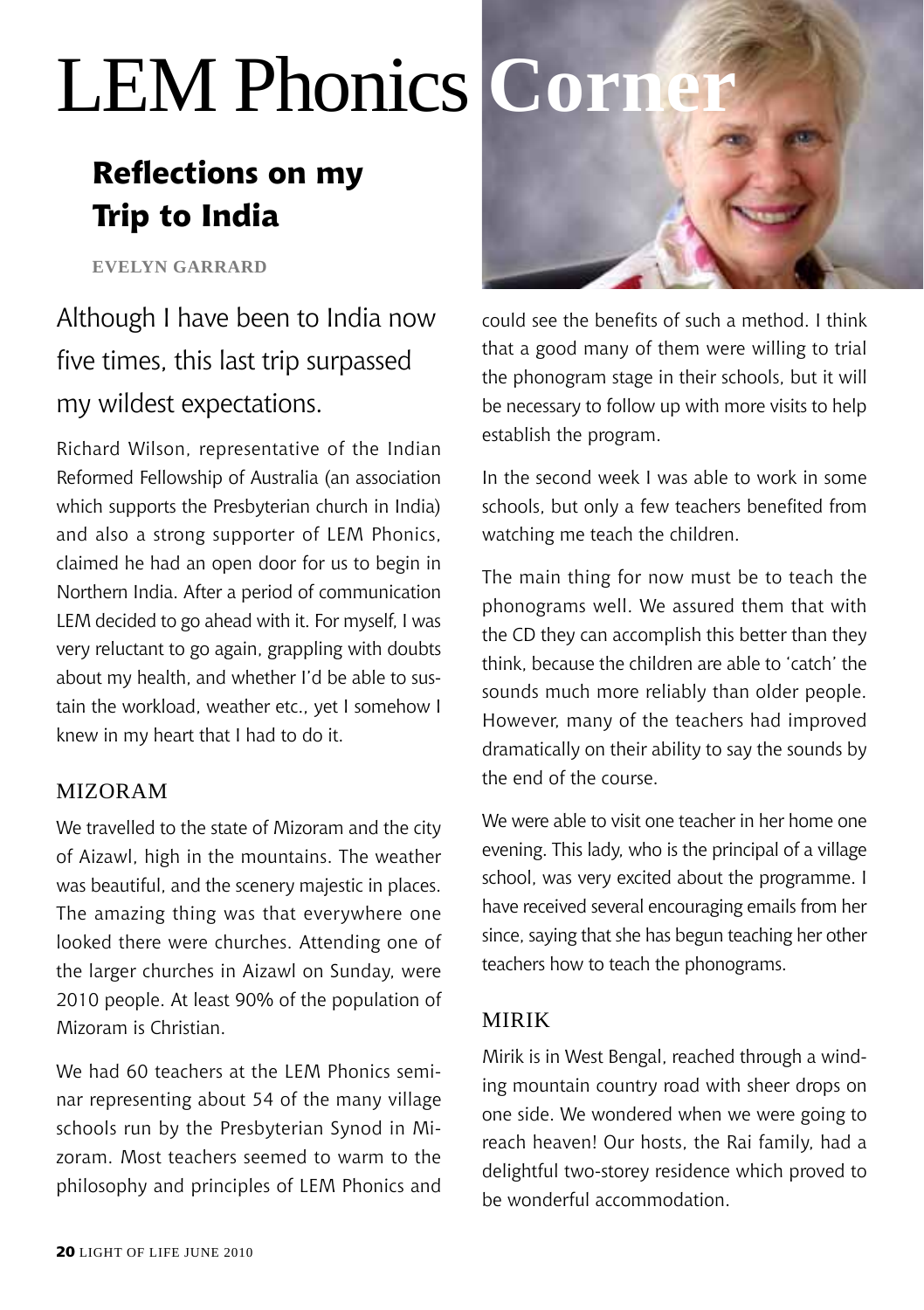# LEM Phonics Corner

## Reflections on my Trip to India

**EVELYN GARRARD**

Although I have been to India now five times, this last trip surpassed my wildest expectations.

Richard Wilson, representative of the Indian Reformed Fellowship of Australia (an association which supports the Presbyterian church in India) and also a strong supporter of LEM Phonics, claimed he had an open door for us to begin in Northern India. After a period of communication LEM decided to go ahead with it. For myself, I was very reluctant to go again, grappling with doubts about my health, and whether I'd be able to sustain the workload, weather etc., yet I somehow I knew in my heart that I had to do it.

### MIZORAM

We travelled to the state of Mizoram and the city of Aizawl, high in the mountains. The weather was beautiful, and the scenery majestic in places. The amazing thing was that everywhere one looked there were churches. Attending one of the larger churches in Aizawl on Sunday, were 2010 people. At least 90% of the population of Mizoram is Christian.

We had 60 teachers at the LEM Phonics seminar representing about 54 of the many village schools run by the Presbyterian Synod in Mizoram. Most teachers seemed to warm to the philosophy and principles of LEM Phonics and could see the benefits of such a method. I think that a good many of them were willing to trial the phonogram stage in their schools, but it will be necessary to follow up with more visits to help establish the program.

In the second week I was able to work in some schools, but only a few teachers benefited from watching me teach the children.

The main thing for now must be to teach the phonograms well. We assured them that with the CD they can accomplish this better than they think, because the children are able to 'catch' the sounds much more reliably than older people. However, many of the teachers had improved dramatically on their ability to say the sounds by the end of the course.

We were able to visit one teacher in her home one evening. This lady, who is the principal of a village school, was very excited about the programme. I have received several encouraging emails from her since, saying that she has begun teaching her other teachers how to teach the phonograms.

### MIRIK

Mirik is in West Bengal, reached through a winding mountain country road with sheer drops on one side. We wondered when we were going to reach heaven! Our hosts, the Rai family, had a delightful two-storey residence which proved to be wonderful accommodation.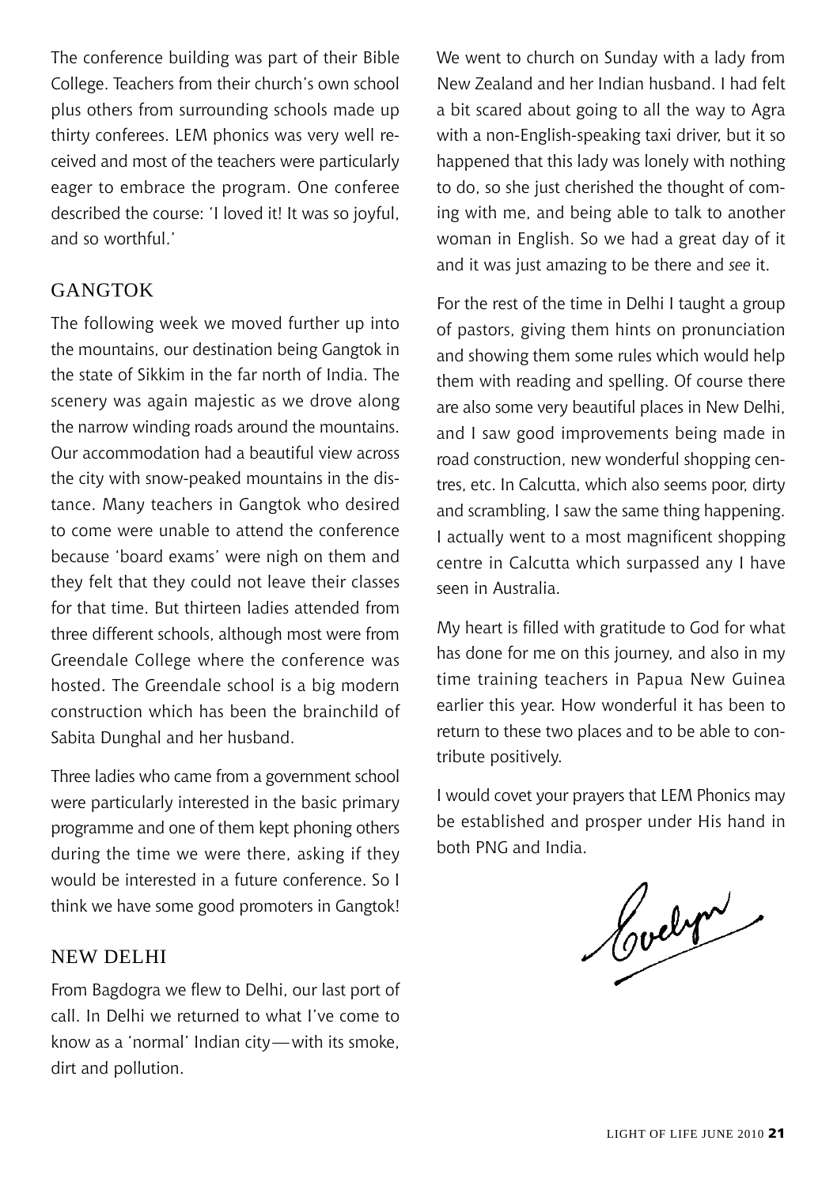The conference building was part of their Bible College. Teachers from their church's own school plus others from surrounding schools made up thirty conferees. LEM phonics was very well received and most of the teachers were particularly eager to embrace the program. One conferee described the course: 'I loved it! It was so joyful, and so worthful.'

## GANGTOK

The following week we moved further up into the mountains, our destination being Gangtok in the state of Sikkim in the far north of India. The scenery was again majestic as we drove along the narrow winding roads around the mountains. Our accommodation had a beautiful view across the city with snow-peaked mountains in the distance. Many teachers in Gangtok who desired to come were unable to attend the conference because 'board exams' were nigh on them and they felt that they could not leave their classes for that time. But thirteen ladies attended from three different schools, although most were from Greendale College where the conference was hosted. The Greendale school is a big modern construction which has been the brainchild of Sabita Dunghal and her husband.

Three ladies who came from a government school were particularly interested in the basic primary programme and one of them kept phoning others during the time we were there, asking if they would be interested in a future conference. So I think we have some good promoters in Gangtok!

## NEW DELHI

From Bagdogra we flew to Delhi, our last port of call. In Delhi we returned to what I've come to know as a 'normal' Indian city—with its smoke, dirt and pollution.

We went to church on Sunday with a lady from New Zealand and her Indian husband. I had felt a bit scared about going to all the way to Agra with a non-English-speaking taxi driver, but it so happened that this lady was lonely with nothing to do, so she just cherished the thought of coming with me, and being able to talk to another woman in English. So we had a great day of it and it was just amazing to be there and *see* it.

For the rest of the time in Delhi I taught a group of pastors, giving them hints on pronunciation and showing them some rules which would help them with reading and spelling. Of course there are also some very beautiful places in New Delhi, and I saw good improvements being made in road construction, new wonderful shopping centres, etc. In Calcutta, which also seems poor, dirty and scrambling, I saw the same thing happening. I actually went to a most magnificent shopping centre in Calcutta which surpassed any I have seen in Australia.

My heart is filled with gratitude to God for what has done for me on this journey, and also in my time training teachers in Papua New Guinea earlier this year. How wonderful it has been to return to these two places and to be able to contribute positively.

I would covet your prayers that LEM Phonics may be established and prosper under His hand in both PNG and India.

Evelyn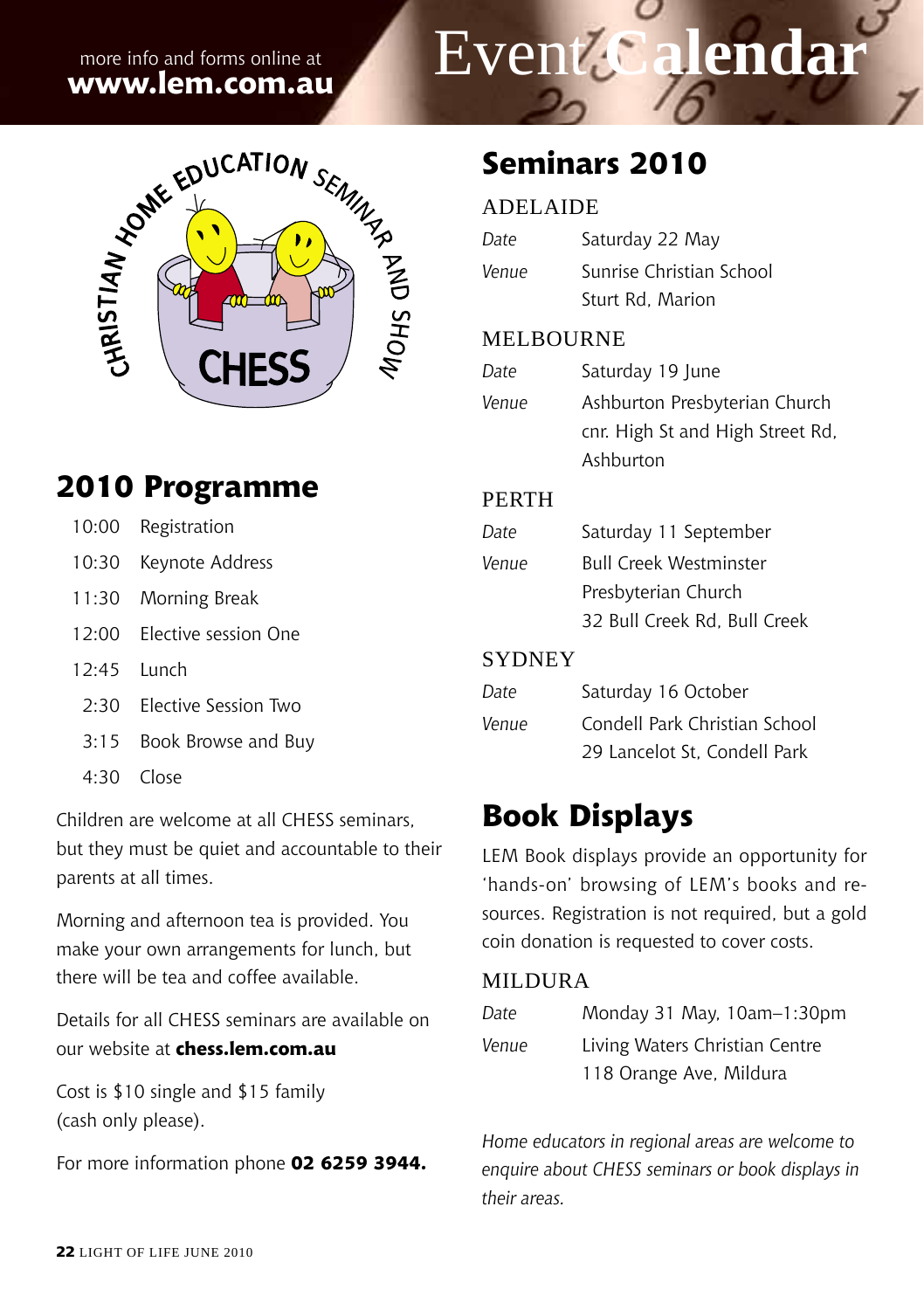more info and forms online at
**www.lem.com.au**

# Event Calendar

CHRISTIAN HOME EDUCATION SEMINAR AND SHOW

CHESS

## 2010 Programme

| | |
|---|---|
| 10:00 | Registration |
| 10:30 | Keynote Address |
| 11:30 | Morning Break |
| 12:00 | Elective session One |
| 12:45 | Lunch |
| 2:30 | Elective Session Two |
| 3:15 | Book Browse and Buy |
| 4:30 | Close |

Children are welcome at all CHESS seminars, but they must be quiet and accountable to their parents at all times.

Morning and afternoon tea is provided. You make your own arrangements for lunch, but there will be tea and coffee available.

Details for all CHESS seminars are available on our website at **chess.lem.com.au**

Cost is $10 single and $15 family (cash only please).

For more information phone **02 6259 3944.**

## Seminars 2010

### ADELAIDE

*Date* Saturday 22 May

*Venue* Sunrise Christian School
Sturt Rd, Marion

### MELBOURNE

*Date* Saturday 19 June

*Venue* Ashburton Presbyterian Church
cnr. High St and High Street Rd, Ashburton

### PERTH

*Date* Saturday 11 September

*Venue* Bull Creek Westminster Presbyterian Church
32 Bull Creek Rd, Bull Creek

### SYDNEY

*Date* Saturday 16 October

*Venue* Condell Park Christian School
29 Lancelot St, Condell Park

## Book Displays

LEM Book displays provide an opportunity for 'hands-on' browsing of LEM's books and resources. Registration is not required, but a gold coin donation is requested to cover costs.

### MILDURA

*Date* Monday 31 May, 10am–1:30pm

*Venue* Living Waters Christian Centre
118 Orange Ave, Mildura

*Home educators in regional areas are welcome to enquire about CHESS seminars or book displays in their areas.*